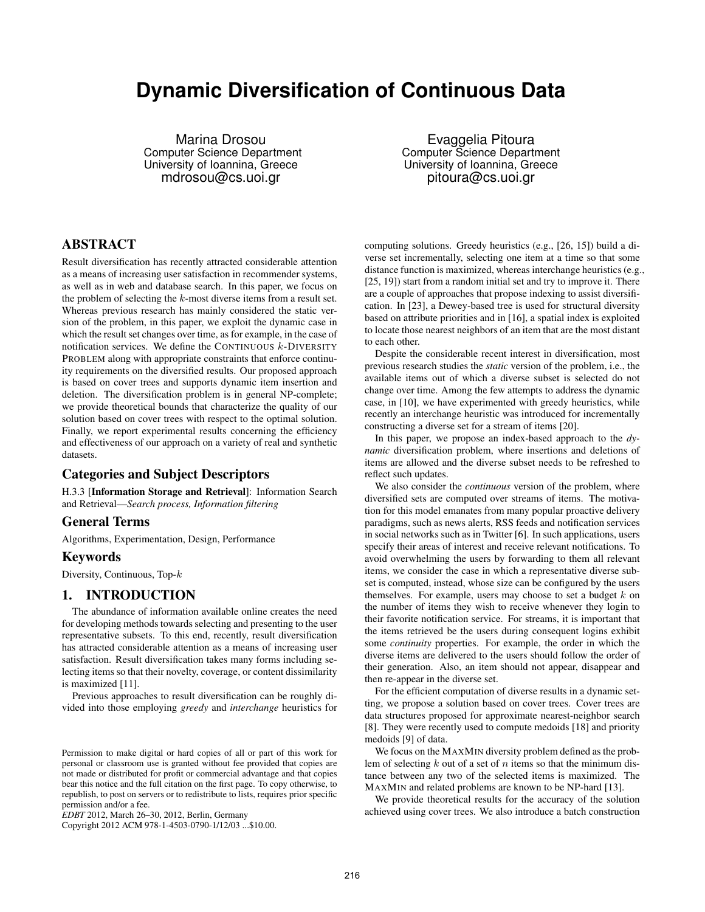# Dynamic Diversification of Continuous Data

Marina Drosou
Computer Science Department
University of Ioannina, Greece
mdrosou@cs.uoi.gr

Evaggelia Pitoura
Computer Science Department
University of Ioannina, Greece
pitoura@cs.uoi.gr

## ABSTRACT

Result diversification has recently attracted considerable attention as a means of increasing user satisfaction in recommender systems, as well as in web and database search. In this paper, we focus on the problem of selecting the $k$-most diverse items from a result set. Whereas previous research has mainly considered the static version of the problem, in this paper, we exploit the dynamic case in which the result set changes over time, as for example, in the case of notification services. We define the CONTINUOUS $k$-DIVERSITY PROBLEM along with appropriate constraints that enforce continuity requirements on the diversified results. Our proposed approach is based on cover trees and supports dynamic item insertion and deletion. The diversification problem is in general NP-complete; we provide theoretical bounds that characterize the quality of our solution based on cover trees with respect to the optimal solution. Finally, we report experimental results concerning the efficiency and effectiveness of our approach on a variety of real and synthetic datasets.

### Categories and Subject Descriptors

H.3.3 [**Information Storage and Retrieval**]: Information Search and Retrieval—*Search process, Information filtering*

### General Terms

Algorithms, Experimentation, Design, Performance

### Keywords

Diversity, Continuous, Top-$k$

## 1. INTRODUCTION

The abundance of information available online creates the need for developing methods towards selecting and presenting to the user representative subsets. To this end, recently, result diversification has attracted considerable attention as a means of increasing user satisfaction. Result diversification takes many forms including selecting items so that their novelty, coverage, or content dissimilarity is maximized [11].

Previous approaches to result diversification can be roughly divided into those employing *greedy* and *interchange* heuristics for computing solutions. Greedy heuristics (e.g., [26, 15]) build a diverse set incrementally, selecting one item at a time so that some distance function is maximized, whereas interchange heuristics (e.g., [25, 19]) start from a random initial set and try to improve it. There are a couple of approaches that propose indexing to assist diversification. In [23], a Dewey-based tree is used for structural diversity based on attribute priorities and in [16], a spatial index is exploited to locate those nearest neighbors of an item that are the most distant to each other.

Despite the considerable recent interest in diversification, most previous research studies the *static* version of the problem, i.e., the available items out of which a diverse subset is selected do not change over time. Among the few attempts to address the dynamic case, in [10], we have experimented with greedy heuristics, while recently an interchange heuristic was introduced for incrementally constructing a diverse set for a stream of items [20].

In this paper, we propose an index-based approach to the *dynamic* diversification problem, where insertions and deletions of items are allowed and the diverse subset needs to be refreshed to reflect such updates.

We also consider the *continuous* version of the problem, where diversified sets are computed over streams of items. The motivation for this model emanates from many popular proactive delivery paradigms, such as news alerts, RSS feeds and notification services in social networks such as in Twitter [6]. In such applications, users specify their areas of interest and receive relevant notifications. To avoid overwhelming the users by forwarding to them all relevant items, we consider the case in which a representative diverse subset is computed, instead, whose size can be configured by the users themselves. For example, users may choose to set a budget $k$ on the number of items they wish to receive whenever they login to their favorite notification service. For streams, it is important that the items retrieved be the users during consequent logins exhibit some *continuity* properties. For example, the order in which the diverse items are delivered to the users should follow the order of their generation. Also, an item should not appear, disappear and then re-appear in the diverse set.

For the efficient computation of diverse results in a dynamic setting, we propose a solution based on cover trees. Cover trees are data structures proposed for approximate nearest-neighbor search [8]. They were recently used to compute medoids [18] and priority medoids [9] of data.

We focus on the MAXMIN diversity problem defined as the problem of selecting $k$ out of a set of $n$ items so that the minimum distance between any two of the selected items is maximized. The MAXMIN and related problems are known to be NP-hard [13].

We provide theoretical results for the accuracy of the solution achieved using cover trees. We also introduce a batch construction

Permission to make digital or hard copies of all or part of this work for personal or classroom use is granted without fee provided that copies are not made or distributed for profit or commercial advantage and that copies bear this notice and the full citation on the first page. To copy otherwise, to republish, to post on servers or to redistribute to lists, requires prior specific permission and/or a fee.
*EDBT* 2012, March 26–30, 2012, Berlin, Germany
Copyright 2012 ACM 978-1-4503-0790-1/12/03 ...$10.00.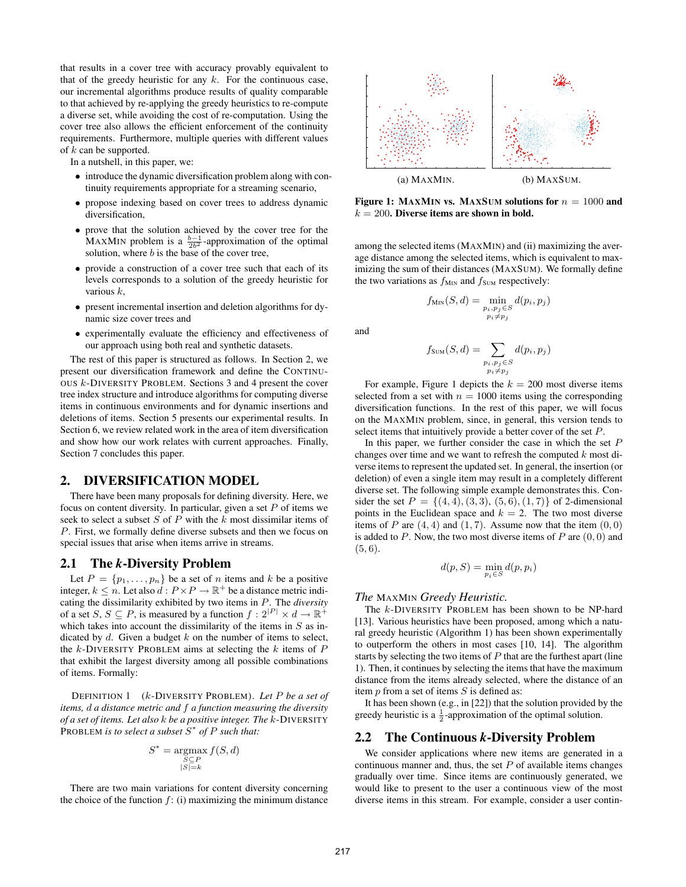that results in a cover tree with accuracy provably equivalent to that of the greedy heuristic for any $k$. For the continuous case, our incremental algorithms produce results of quality comparable to that achieved by re-applying the greedy heuristics to re-compute a diverse set, while avoiding the cost of re-computation. Using the cover tree also allows the efficient enforcement of the continuity requirements. Furthermore, multiple queries with different values of $k$ can be supported.

In a nutshell, in this paper, we:

- introduce the dynamic diversification problem along with continuity requirements appropriate for a streaming scenario,
- propose indexing based on cover trees to address dynamic diversification,
- prove that the solution achieved by the cover tree for the MaxMin problem is a $\frac{b-1}{2b^2}$-approximation of the optimal solution, where $b$ is the base of the cover tree,
- provide a construction of a cover tree such that each of its levels corresponds to a solution of the greedy heuristic for various $k$,
- present incremental insertion and deletion algorithms for dynamic size cover trees and
- experimentally evaluate the efficiency and effectiveness of our approach using both real and synthetic datasets.

The rest of this paper is structured as follows. In Section 2, we present our diversification framework and define the Continuous $k$-Diversity Problem. Sections 3 and 4 present the cover tree index structure and introduce algorithms for computing diverse items in continuous environments and for dynamic insertions and deletions of items. Section 5 presents our experimental results. In Section 6, we review related work in the area of item diversification and show how our work relates with current approaches. Finally, Section 7 concludes this paper.

## 2. DIVERSIFICATION MODEL

There have been many proposals for defining diversity. Here, we focus on content diversity. In particular, given a set $P$ of items we seek to select a subset $S$ of $P$ with the $k$ most dissimilar items of $P$. First, we formally define diverse subsets and then we focus on special issues that arise when items arrive in streams.

### 2.1 The $k$-Diversity Problem

Let $P = \{p_1, \ldots, p_n\}$ be a set of $n$ items and $k$ be a positive integer, $k \leq n$. Let also $d : P \times P \rightarrow \mathbb{R}^+$ be a distance metric indicating the dissimilarity exhibited by two items in $P$. The *diversity* of a set $S$, $S \subseteq P$, is measured by a function $f : 2^{|P|} \times d \rightarrow \mathbb{R}^+$ which takes into account the dissimilarity of the items in $S$ as indicated by $d$. Given a budget $k$ on the number of items to select, the $k$-Diversity Problem aims at selecting the $k$ items of $P$ that exhibit the largest diversity among all possible combinations of items. Formally:

Definition 1 ($k$-Diversity Problem). *Let $P$ be a set of items, $d$ a distance metric and $f$ a function measuring the diversity of a set of items. Let also $k$ be a positive integer. The $k$-Diversity Problem is to select a subset $S^*$ of $P$ such that:*

$$S^* = \underset{\substack{S \subseteq P \\ |S| = k}}{\operatorname{argmax}}\, f(S, d)$$

There are two main variations for content diversity concerning the choice of the function $f$: (i) maximizing the minimum distance among the selected items (MaxMin) and (ii) maximizing the average distance among the selected items, which is equivalent to maximizing the sum of their distances (MaxSum). We formally define the two variations as $f_{\text{Min}}$ and $f_{\text{Sum}}$ respectively:

$$f_{\text{Min}}(S, d) = \min_{\substack{p_i, p_j \in S \\ p_i \neq p_j}} d(p_i, p_j)$$

and

$$f_{\text{Sum}}(S, d) = \sum_{\substack{p_i, p_j \in S \\ p_i \neq p_j}} d(p_i, p_j)$$

(a) MaxMin. (b) MaxSum.

**Figure 1: MaxMin vs. MaxSum solutions for $n = 1000$ and $k = 200$. Diverse items are shown in bold.**

For example, Figure 1 depicts the $k = 200$ most diverse items selected from a set with $n = 1000$ items using the corresponding diversification functions. In the rest of this paper, we will focus on the MaxMin problem, since, in general, this version tends to select items that intuitively provide a better cover of the set $P$.

In this paper, we further consider the case in which the set $P$ changes over time and we want to refresh the computed $k$ most diverse items to represent the updated set. In general, the insertion (or deletion) of even a single item may result in a completely different diverse set. The following simple example demonstrates this. Consider the set $P = \{(4, 4), (3, 3), (5, 6), (1, 7)\}$ of 2-dimensional points in the Euclidean space and $k = 2$. The two most diverse items of $P$ are $(4, 4)$ and $(1, 7)$. Assume now that the item $(0, 0)$ is added to $P$. Now, the two most diverse items of $P$ are $(0, 0)$ and $(5, 6)$.

*The* MaxMin *Greedy Heuristic.*

The $k$-Diversity Problem has been shown to be NP-hard [13]. Various heuristics have been proposed, among which a natural greedy heuristic (Algorithm 1) has been shown experimentally to outperform the others in most cases [10, 14]. The algorithm starts by selecting the two items of $P$ that are the furthest apart (line 1). Then, it continues by selecting the items that have the maximum distance from the items already selected, where the distance of an item $p$ from a set of items $S$ is defined as:

$$d(p, S) = \min_{p_i \in S} d(p, p_i)$$

It has been shown (e.g., in [22]) that the solution provided by the greedy heuristic is a $\frac{1}{2}$-approximation of the optimal solution.

### 2.2 The Continuous $k$-Diversity Problem

We consider applications where new items are generated in a continuous manner and, thus, the set $P$ of available items changes gradually over time. Since items are continuously generated, we would like to present to the user a continuous view of the most diverse items in this stream. For example, consider a user contin-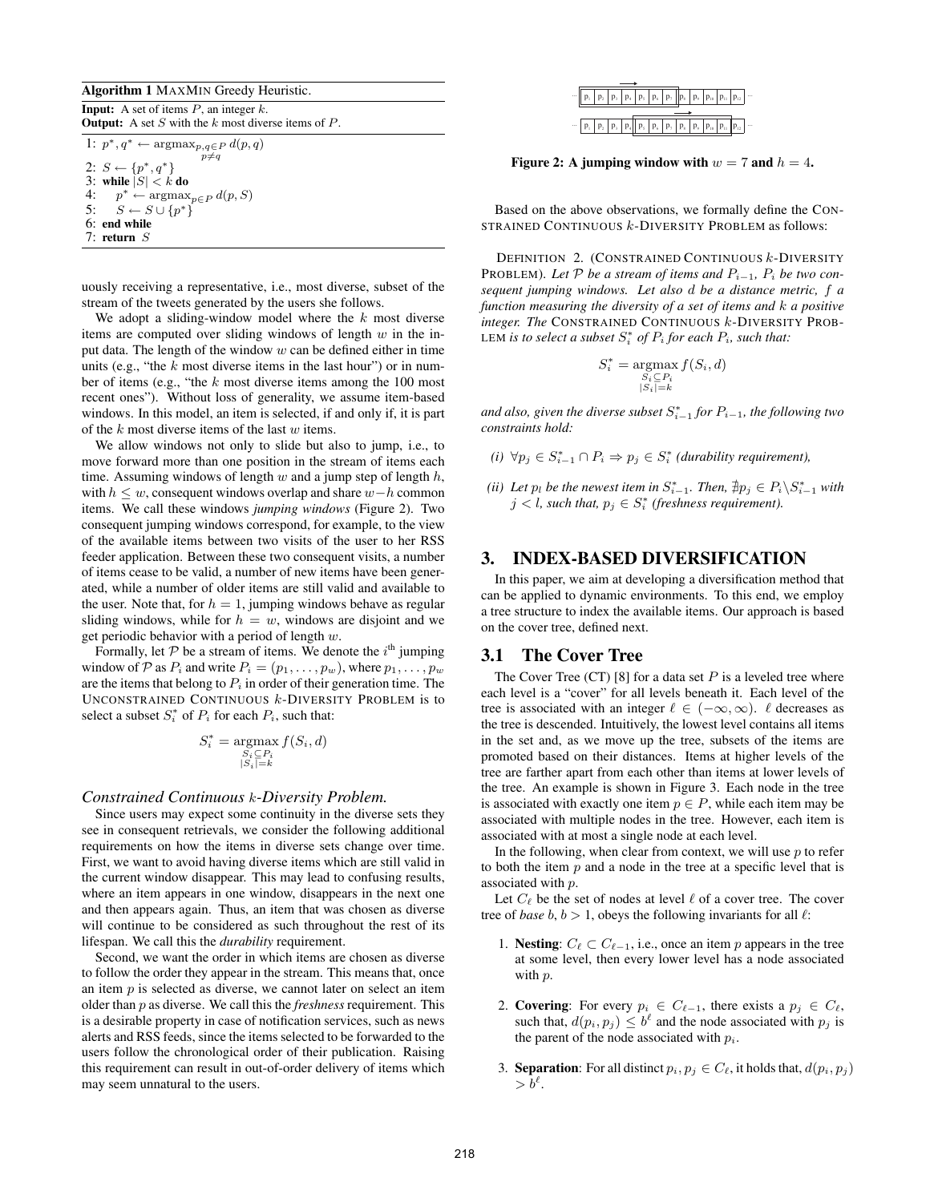**Algorithm 1** MAXMIN Greedy Heuristic.

**Input:** A set of items $P$, an integer $k$.
**Output:** A set $S$ with the $k$ most diverse items of $P$.

1: $p^*, q^* \leftarrow \text{argmax}_{p,q \in P, p \neq q} \, d(p, q)$
2: $S \leftarrow \{p^*, q^*\}$
3: **while** $|S| < k$ **do**
4: $\quad p^* \leftarrow \text{argmax}_{p \in P} \, d(p, S)$
5: $\quad S \leftarrow S \cup \{p^*\}$
6: **end while**
7: **return** $S$

uously receiving a representative, i.e., most diverse, subset of the stream of the tweets generated by the users she follows.

We adopt a sliding-window model where the $k$ most diverse items are computed over sliding windows of length $w$ in the input data. The length of the window $w$ can be defined either in time units (e.g., "the $k$ most diverse items in the last hour") or in number of items (e.g., "the $k$ most diverse items among the 100 most recent ones"). Without loss of generality, we assume item-based windows. In this model, an item is selected, if and only if, it is part of the $k$ most diverse items of the last $w$ items.

We allow windows not only to slide but also to jump, i.e., to move forward more than one position in the stream of items each time. Assuming windows of length $w$ and a jump step of length $h$, with $h \leq w$, consequent windows overlap and share $w-h$ common items. We call these windows *jumping windows* (Figure 2). Two consequent jumping windows correspond, for example, to the view of the available items between two visits of the user to her RSS feeder application. Between these two consequent visits, a number of items cease to be valid, a number of new items have been generated, while a number of older items are still valid and available to the user. Note that, for $h = 1$, jumping windows behave as regular sliding windows, while for $h = w$, windows are disjoint and we get periodic behavior with a period of length $w$.

Formally, let $\mathcal{P}$ be a stream of items. We denote the $i^{\text{th}}$ jumping window of $\mathcal{P}$ as $P_i$ and write $P_i = (p_1, \ldots, p_w)$, where $p_1, \ldots, p_w$ are the items that belong to $P_i$ in order of their generation time. The UNCONSTRAINED CONTINUOUS $k$-DIVERSITY PROBLEM is to select a subset $S_i^*$ of $P_i$ for each $P_i$, such that:

$$S_i^* = \underset{\substack{S_i \subseteq P_i \\ |S_i| = k}}{\text{argmax}} \, f(S_i, d)$$

### *Constrained Continuous $k$-Diversity Problem.*

Since users may expect some continuity in the diverse sets they see in consequent retrievals, we consider the following additional requirements on how the items in diverse sets change over time. First, we want to avoid having diverse items which are still valid in the current window disappear. This may lead to confusing results, where an item appears in one window, disappears in the next one and then appears again. Thus, an item that was chosen as diverse will continue to be considered as such throughout the rest of its lifespan. We call this the *durability* requirement.

Second, we want the order in which items are chosen as diverse to follow the order they appear in the stream. This means that, once an item $p$ is selected as diverse, we cannot later on select an item older than $p$ as diverse. We call this the *freshness* requirement. This is a desirable property in case of notification services, such as news alerts and RSS feeds, since the items selected to be forwarded to the users follow the chronological order of their publication. Raising this requirement can result in out-of-order delivery of items which may seem unnatural to the users.

... p1 p2 p3 p4 p5 p6 p7 p8 p9 p10 p11 p12 ...

... p1 p2 p3 p4 p5 p6 p7 p8 p9 p10 p11 p12 ...

**Figure 2: A jumping window with $w = 7$ and $h = 4$.**

Based on the above observations, we formally define the CONSTRAINED CONTINUOUS $k$-DIVERSITY PROBLEM as follows:

DEFINITION 2. (CONSTRAINED CONTINUOUS $k$-DIVERSITY PROBLEM). *Let $\mathcal{P}$ be a stream of items and $P_{i-1}$, $P_i$ be two consequent jumping windows. Let also $d$ be a distance metric, $f$ a function measuring the diversity of a set of items and $k$ a positive integer. The* CONSTRAINED CONTINUOUS $k$-DIVERSITY PROBLEM *is to select a subset $S_i^*$ of $P_i$ for each $P_i$, such that:*

$$S_i^* = \underset{\substack{S_i \subseteq P_i \\ |S_i| = k}}{\text{argmax}} \, f(S_i, d)$$

*and also, given the diverse subset $S_{i-1}^*$ for $P_{i-1}$, the following two constraints hold:*

*(i) $\forall p_j \in S_{i-1}^* \cap P_i \Rightarrow p_j \in S_i^*$ (durability requirement),*

*(ii) Let $p_l$ be the newest item in $S_{i-1}^*$. Then, $\nexists p_j \in P_i \backslash S_{i-1}^*$ with $j < l$, such that, $p_j \in S_i^*$ (freshness requirement).*

## 3. INDEX-BASED DIVERSIFICATION

In this paper, we aim at developing a diversification method that can be applied to dynamic environments. To this end, we employ a tree structure to index the available items. Our approach is based on the cover tree, defined next.

### 3.1 The Cover Tree

The Cover Tree (CT) [8] for a data set $P$ is a leveled tree where each level is a "cover" for all levels beneath it. Each level of the tree is associated with an integer $\ell \in (-\infty, \infty)$. $\ell$ decreases as the tree is descended. Intuitively, the lowest level contains all items in the set and, as we move up the tree, subsets of the items are promoted based on their distances. Items at higher levels of the tree are farther apart from each other than items at lower levels of the tree. An example is shown in Figure 3. Each node in the tree is associated with exactly one item $p \in P$, while each item may be associated with multiple nodes in the tree. However, each item is associated with at most a single node at each level.

In the following, when clear from context, we will use $p$ to refer to both the item $p$ and a node in the tree at a specific level that is associated with $p$.

Let $C_\ell$ be the set of nodes at level $\ell$ of a cover tree. The cover tree of *base* $b$, $b > 1$, obeys the following invariants for all $\ell$:

1. **Nesting**: $C_\ell \subset C_{\ell-1}$, i.e., once an item $p$ appears in the tree at some level, then every lower level has a node associated with $p$.

2. **Covering**: For every $p_i \in C_{\ell-1}$, there exists a $p_j \in C_\ell$, such that, $d(p_i, p_j) \leq b^\ell$ and the node associated with $p_j$ is the parent of the node associated with $p_i$.

3. **Separation**: For all distinct $p_i, p_j \in C_\ell$, it holds that, $d(p_i, p_j) > b^\ell$.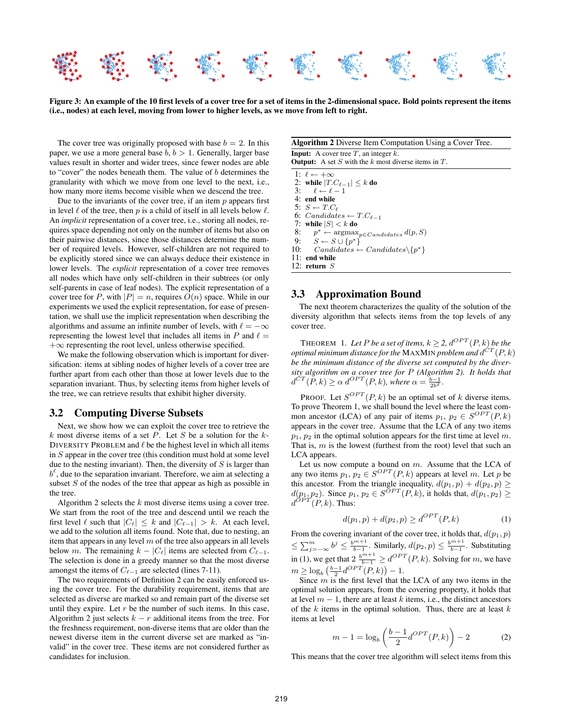**Figure 3: An example of the 10 first levels of a cover tree for a set of items in the 2-dimensional space. Bold points represent the items (i.e., nodes) at each level, moving from lower to higher levels, as we move from left to right.**

The cover tree was originally proposed with base $b = 2$. In this paper, we use a more general base $b$, $b > 1$. Generally, larger base values result in shorter and wider trees, since fewer nodes are able to "cover" the nodes beneath them. The value of $b$ determines the granularity with which we move from one level to the next, i.e., how many more items become visible when we descend the tree.

Due to the invariants of the cover tree, if an item $p$ appears first in level $\ell$ of the tree, then $p$ is a child of itself in all levels below $\ell$. An *implicit* representation of a cover tree, i.e., storing all nodes, requires space depending not only on the number of items but also on their pairwise distances, since those distances determine the number of required levels. However, self-children are not required to be explicitly stored since we can always deduce their existence in lower levels. The *explicit* representation of a cover tree removes all nodes which have only self-children in their subtrees (or only self-parents in case of leaf nodes). The explicit representation of a cover tree for $P$, with $|P| = n$, requires $O(n)$ space. While in our experiments we used the explicit representation, for ease of presentation, we shall use the implicit representation when describing the algorithms and assume an infinite number of levels, with $\ell = -\infty$ representing the lowest level that includes all items in $P$ and $\ell = +\infty$ representing the root level, unless otherwise specified.

We make the following observation which is important for diversification: items at sibling nodes of higher levels of a cover tree are further apart from each other than those at lower levels due to the separation invariant. Thus, by selecting items from higher levels of the tree, we can retrieve results that exhibit higher diversity.

## 3.2 Computing Diverse Subsets

Next, we show how we can exploit the cover tree to retrieve the $k$ most diverse items of a set $P$. Let $S$ be a solution for the $k$-DIVERSITY PROBLEM and $\ell$ be the highest level in which all items in $S$ appear in the cover tree (this condition must hold at some level due to the nesting invariant). Then, the diversity of $S$ is larger than $b^{\ell}$, due to the separation invariant. Therefore, we aim at selecting a subset $S$ of the nodes of the tree that appear as high as possible in the tree.

Algorithm 2 selects the $k$ most diverse items using a cover tree. We start from the root of the tree and descend until we reach the first level $\ell$ such that $|C_\ell| \leq k$ and $|C_{\ell-1}| > k$. At each level, we add to the solution all items found. Note that, due to nesting, an item that appears in any level $m$ of the tree also appears in all levels below $m$. The remaining $k - |C_\ell|$ items are selected from $C_{\ell-1}$. The selection is done in a greedy manner so that the most diverse amongst the items of $C_{\ell-1}$ are selected (lines 7-11).

The two requirements of Definition 2 can be easily enforced using the cover tree. For the durability requirement, items that are selected as diverse are marked so and remain part of the diverse set until they expire. Let $r$ be the number of such items. In this case, Algorithm 2 just selects $k - r$ additional items from the tree. For the freshness requirement, non-diverse items that are older than the newest diverse item in the current diverse set are marked as "invalid" in the cover tree. These items are not considered further as candidates for inclusion.

---

**Algorithm 2** Diverse Item Computation Using a Cover Tree.

**Input:** A cover tree $T$, an integer $k$.
**Output:** A set $S$ with the $k$ most diverse items in $T$.

```
1:  ℓ ← +∞
2:  while |T.C_{ℓ-1}| ≤ k do
3:      ℓ ← ℓ − 1
4:  end while
5:  S ← T.C_ℓ
6:  Candidates ← T.C_{ℓ-1}
7:  while |S| < k do
8:      p* ← argmax_{p ∈ Candidates} d(p, S)
9:      S ← S ∪ {p*}
10:     Candidates ← Candidates \ {p*}
11: end while
12: return S
```

---

## 3.3 Approximation Bound

The next theorem characterizes the quality of the solution of the diversity algorithm that selects items from the top levels of any cover tree.

THEOREM 1. *Let $P$ be a set of items, $k \geq 2$, $d^{OPT}(P, k)$ be the optimal minimum distance for the* MAXMIN *problem and $d^{CT}(P, k)$ be the minimum distance of the diverse set computed by the diversity algorithm on a cover tree for $P$ (Algorithm 2). It holds that $d^{CT}(P, k) \geq \alpha\, d^{OPT}(P, k)$, where $\alpha = \frac{b-1}{2b^2}$.*

PROOF. Let $S^{OPT}(P, k)$ be an optimal set of $k$ diverse items. To prove Theorem 1, we shall bound the level where the least common ancestor (LCA) of any pair of items $p_1$, $p_2 \in S^{OPT}(P, k)$ appears in the cover tree. Assume that the LCA of any two items $p_1, p_2$ in the optimal solution appears for the first time at level $m$. That is, $m$ is the lowest (furthest from the root) level that such an LCA appears.

Let us now compute a bound on $m$. Assume that the LCA of any two items $p_1$, $p_2 \in S^{OPT}(P, k)$ appears at level $m$. Let $p$ be this ancestor. From the triangle inequality, $d(p_1, p) + d(p_2, p) \geq d(p_1, p_2)$. Since $p_1$, $p_2 \in S^{OPT}(P, k)$, it holds that, $d(p_1, p_2) \geq d^{OPT}(P, k)$. Thus:

$$d(p_1, p) + d(p_2, p) \geq d^{OPT}(P, k) \tag{1}$$

From the covering invariant of the cover tree, it holds that, $d(p_1, p) \leq \sum_{j=-\infty}^{m} b^j \leq \frac{b^{m+1}}{b-1}$. Similarly, $d(p_2, p) \leq \frac{b^{m+1}}{b-1}$. Substituting in (1), we get that $2\,\frac{b^{m+1}}{b-1} \geq d^{OPT}(P, k)$. Solving for $m$, we have $m \geq \log_b\left(\frac{b-1}{2} d^{OPT}(P, k)\right) - 1$.

Since $m$ is the first level that the LCA of any two items in the optimal solution appears, from the covering property, it holds that at level $m - 1$, there are at least $k$ items, i.e., the distinct ancestors of the $k$ items in the optimal solution. Thus, there are at least $k$ items at level

$$m - 1 = \log_b\left(\frac{b-1}{2} d^{OPT}(P, k)\right) - 2 \tag{2}$$

This means that the cover tree algorithm will select items from this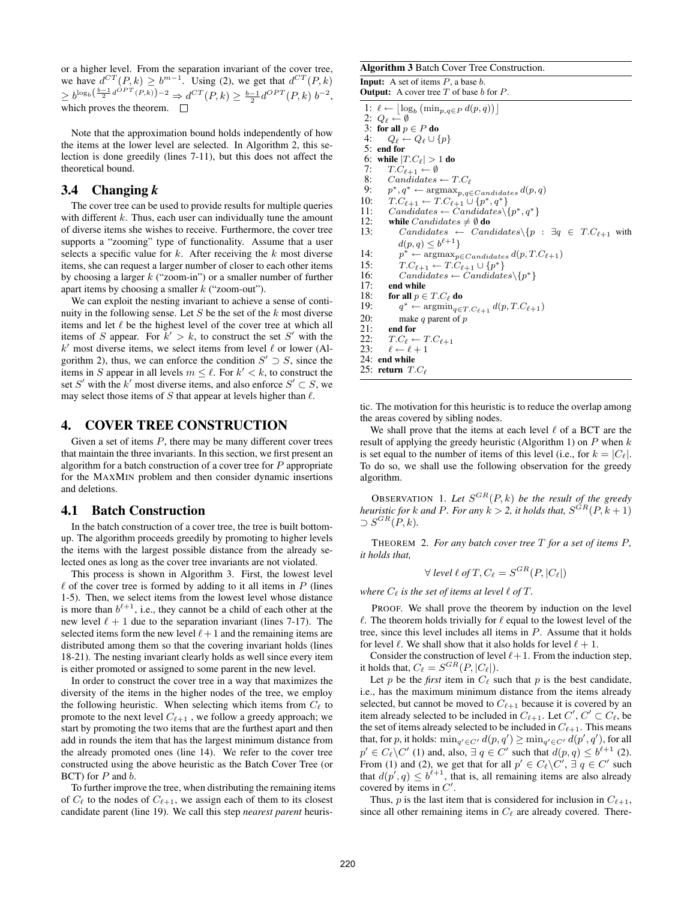or a higher level. From the separation invariant of the cover tree, we have $d^{CT}(P,k) \geq b^{m-1}$. Using (2), we get that $d^{CT}(P,k) \geq b^{\log_b\left(\frac{b-1}{2}d^{OPT}(P,k)\right)-2} \Rightarrow d^{CT}(P,k) \geq \frac{b-1}{2}d^{OPT}(P,k)\, b^{-2}$, which proves the theorem. $\square$

Note that the approximation bound holds independently of how the items at the lower level are selected. In Algorithm 2, this selection is done greedily (lines 7-11), but this does not affect the theoretical bound.

### 3.4 Changing *k*

The cover tree can be used to provide results for multiple queries with different $k$. Thus, each user can individually tune the amount of diverse items she wishes to receive. Furthermore, the cover tree supports a "zooming" type of functionality. Assume that a user selects a specific value for $k$. After receiving the $k$ most diverse items, she can request a larger number of closer to each other items by choosing a larger $k$ ("zoom-in") or a smaller number of further apart items by choosing a smaller $k$ ("zoom-out").

We can exploit the nesting invariant to achieve a sense of continuity in the following sense. Let $S$ be the set of the $k$ most diverse items and let $\ell$ be the highest level of the cover tree at which all items of $S$ appear. For $k' > k$, to construct the set $S'$ with the $k'$ most diverse items, we select items from level $\ell$ or lower (Algorithm 2), thus, we can enforce the condition $S' \supset S$, since the items in $S$ appear in all levels $m \leq \ell$. For $k' < k$, to construct the set $S'$ with the $k'$ most diverse items, and also enforce $S' \subset S$, we may select those items of $S$ that appear at levels higher than $\ell$.

## 4. COVER TREE CONSTRUCTION

Given a set of items $P$, there may be many different cover trees that maintain the three invariants. In this section, we first present an algorithm for a batch construction of a cover tree for $P$ appropriate for the MaxMin problem and then consider dynamic insertions and deletions.

### 4.1 Batch Construction

In the batch construction of a cover tree, the tree is built bottom-up. The algorithm proceeds greedily by promoting to higher levels the items with the largest possible distance from the already selected ones as long as the cover tree invariants are not violated.

This process is shown in Algorithm 3. First, the lowest level $\ell$ of the cover tree is formed by adding to it all items in $P$ (lines 1-5). Then, we select items from the lowest level whose distance is more than $b^{\ell+1}$, i.e., they cannot be a child of each other at the new level $\ell+1$ due to the separation invariant (lines 7-17). The selected items form the new level $\ell+1$ and the remaining items are distributed among them so that the covering invariant holds (lines 18-21). The nesting invariant clearly holds as well since every item is either promoted or assigned to some parent in the new level.

In order to construct the cover tree in a way that maximizes the diversity of the items in the higher nodes of the tree, we employ the following heuristic. When selecting which items from $C_\ell$ to promote to the next level $C_{\ell+1}$, we follow a greedy approach; we start by promoting the two items that are the furthest apart and then add in rounds the item that has the largest minimum distance from the already promoted ones (line 14). We refer to the cover tree constructed using the above heuristic as the Batch Cover Tree (or BCT) for $P$ and $b$.

To further improve the tree, when distributing the remaining items of $C_\ell$ to the nodes of $C_{\ell+1}$, we assign each of them to its closest candidate parent (line 19). We call this step *nearest parent* heuristic. The motivation for this heuristic is to reduce the overlap among the areas covered by sibling nodes.

**Algorithm 3** Batch Cover Tree Construction.

**Input:** A set of items $P$, a base $b$.
**Output:** A cover tree $T$ of base $b$ for $P$.

```
1:  ℓ ← ⌊log_b (min_{p,q∈P} d(p,q))⌋
2:  Q_ℓ ← ∅
3:  for all p ∈ P do
4:      Q_ℓ ← Q_ℓ ∪ {p}
5:  end for
6:  while |T.C_ℓ| > 1 do
7:      T.C_{ℓ+1} ← ∅
8:      Candidates ← T.C_ℓ
9:      p*, q* ← argmax_{p,q∈Candidates} d(p,q)
10:     T.C_{ℓ+1} ← T.C_{ℓ+1} ∪ {p*, q*}
11:     Candidates ← Candidates\{p*, q*}
12:     while Candidates ≠ ∅ do
13:         Candidates ← Candidates\{p : ∃q ∈ T.C_{ℓ+1} with
            d(p,q) ≤ b^{ℓ+1}}
14:         p* ← argmax_{p∈Candidates} d(p, T.C_{ℓ+1})
15:         T.C_{ℓ+1} ← T.C_{ℓ+1} ∪ {p*}
16:         Candidates ← Candidates\{p*}
17:     end while
18:     for all p ∈ T.C_ℓ do
19:         q* ← argmin_{q∈T.C_{ℓ+1}} d(p, T.C_{ℓ+1})
20:         make q parent of p
21:     end for
22:     T.C_ℓ ← T.C_{ℓ+1}
23:     ℓ ← ℓ + 1
24: end while
25: return T.C_ℓ
```

We shall prove that the items at each level $\ell$ of a BCT are the result of applying the greedy heuristic (Algorithm 1) on $P$ when $k$ is set equal to the number of items of this level (i.e., for $k = |C_\ell|$. To do so, we shall use the following observation for the greedy algorithm.

Observation 1. *Let $S^{GR}(P,k)$ be the result of the greedy heuristic for $k$ and $P$. For any $k > 2$, it holds that, $S^{GR}(P,k+1) \supset S^{GR}(P,k)$.*

Theorem 2. *For any batch cover tree $T$ for a set of items $P$, it holds that,*

$$\forall \text{ level } \ell \text{ of } T, C_\ell = S^{GR}(P, |C_\ell|)$$

*where $C_\ell$ is the set of items at level $\ell$ of $T$.*

Proof. We shall prove the theorem by induction on the level $\ell$. The theorem holds trivially for $\ell$ equal to the lowest level of the tree, since this level includes all items in $P$. Assume that it holds for level $\ell$. We shall show that it also holds for level $\ell+1$.

Consider the construction of level $\ell+1$. From the induction step, it holds that, $C_\ell = S^{GR}(P, |C_\ell|)$.

Let $p$ be the *first* item in $C_\ell$ such that $p$ is the best candidate, i.e., has the maximum minimum distance from the items already selected, but cannot be moved to $C_{\ell+1}$ because it is covered by an item already selected to be included in $C_{\ell+1}$. Let $C'$, $C' \subset C_\ell$, be the set of items already selected to be included in $C_{\ell+1}$. This means that, for $p$, it holds: $\min_{q' \in C'} d(p,q') \geq \min_{q' \in C'} d(p',q')$, for all $p' \in C_\ell \backslash C'$ (1) and, also, $\exists\, q \in C'$ such that $d(p,q) \leq b^{\ell+1}$ (2). From (1) and (2), we get that for all $p' \in C_\ell \backslash C'$, $\exists\, q \in C'$ such that $d(p',q) \leq b^{\ell+1}$, that is, all remaining items are also already covered by items in $C'$.

Thus, $p$ is the last item that is considered for inclusion in $C_{\ell+1}$, since all other remaining items in $C_\ell$ are already covered. There-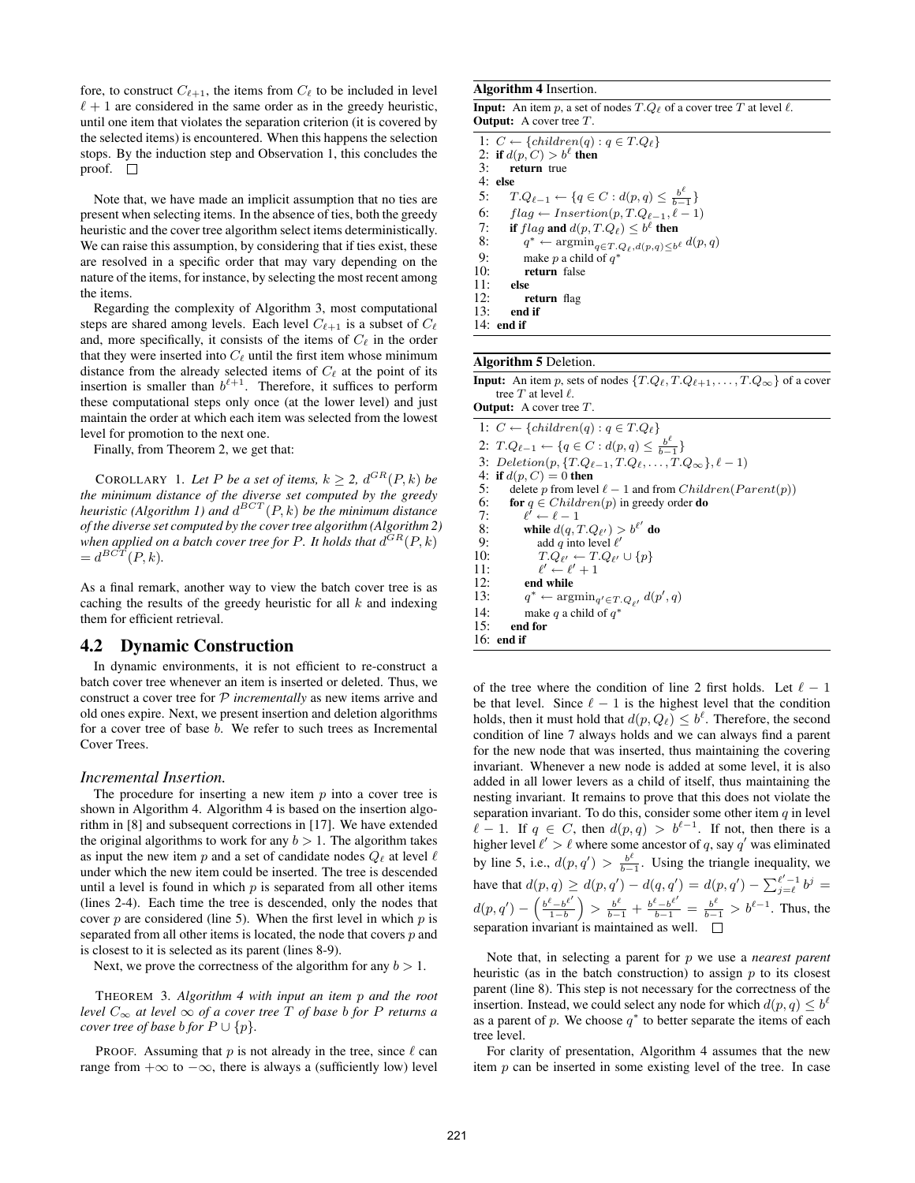fore, to construct $C_{\ell+1}$, the items from $C_\ell$ to be included in level $\ell+1$ are considered in the same order as in the greedy heuristic, until one item that violates the separation criterion (it is covered by the selected items) is encountered. When this happens the selection stops. By the induction step and Observation 1, this concludes the proof. □

Note that, we have made an implicit assumption that no ties are present when selecting items. In the absence of ties, both the greedy heuristic and the cover tree algorithm select items deterministically. We can raise this assumption, by considering that if ties exist, these are resolved in a specific order that may vary depending on the nature of the items, for instance, by selecting the most recent among the items.

Regarding the complexity of Algorithm 3, most computational steps are shared among levels. Each level $C_{\ell+1}$ is a subset of $C_\ell$ and, more specifically, it consists of the items of $C_\ell$ in the order that they were inserted into $C_\ell$ until the first item whose minimum distance from the already selected items of $C_\ell$ at the point of its insertion is smaller than $b^{\ell+1}$. Therefore, it suffices to perform these computational steps only once (at the lower level) and just maintain the order at which each item was selected from the lowest level for promotion to the next one.

Finally, from Theorem 2, we get that:

COROLLARY 1. *Let $P$ be a set of items, $k \geq 2$, $d^{GR}(P,k)$ be the minimum distance of the diverse set computed by the greedy heuristic (Algorithm 1) and $d^{BCT}(P,k)$ be the minimum distance of the diverse set computed by the cover tree algorithm (Algorithm 2) when applied on a batch cover tree for $P$. It holds that $d^{GR}(P,k) = d^{BCT}(P,k)$.*

As a final remark, another way to view the batch cover tree is as caching the results of the greedy heuristic for all $k$ and indexing them for efficient retrieval.

## 4.2 Dynamic Construction

In dynamic environments, it is not efficient to re-construct a batch cover tree whenever an item is inserted or deleted. Thus, we construct a cover tree for $\mathcal{P}$ *incrementally* as new items arrive and old ones expire. Next, we present insertion and deletion algorithms for a cover tree of base $b$. We refer to such trees as Incremental Cover Trees.

### *Incremental Insertion.*

The procedure for inserting a new item $p$ into a cover tree is shown in Algorithm 4. Algorithm 4 is based on the insertion algorithm in [8] and subsequent corrections in [17]. We have extended the original algorithms to work for any $b > 1$. The algorithm takes as input the new item $p$ and a set of candidate nodes $Q_\ell$ at level $\ell$ under which the new item could be inserted. The tree is descended until a level is found in which $p$ is separated from all other items (lines 2-4). Each time the tree is descended, only the nodes that cover $p$ are considered (line 5). When the first level in which $p$ is separated from all other items is located, the node that covers $p$ and is closest to it is selected as its parent (lines 8-9).

Next, we prove the correctness of the algorithm for any $b > 1$.

THEOREM 3. *Algorithm 4 with input an item $p$ and the root level $C_\infty$ at level $\infty$ of a cover tree $T$ of base $b$ for $P$ returns a cover tree of base $b$ for $P \cup \{p\}$.*

PROOF. Assuming that $p$ is not already in the tree, since $\ell$ can range from $+\infty$ to $-\infty$, there is always a (sufficiently low) level of the tree where the condition of line 2 first holds. Let $\ell-1$ be that level. Since $\ell-1$ is the highest level that the condition holds, then it must hold that $d(p, Q_\ell) \leq b^\ell$. Therefore, the second condition of line 7 always holds and we can always find a parent for the new node that was inserted, thus maintaining the covering invariant. Whenever a new node is added at some level, it is also added in all lower levers as a child of itself, thus maintaining the nesting invariant. It remains to prove that this does not violate the separation invariant. To do this, consider some other item $q$ in level $\ell-1$. If $q \in C$, then $d(p,q) > b^{\ell-1}$. If not, then there is a higher level $\ell' > \ell$ where some ancestor of $q$, say $q'$ was eliminated by line 5, i.e., $d(p,q') > \frac{b^\ell}{b-1}$. Using the triangle inequality, we have that $d(p,q) \geq d(p,q') - d(q,q') = d(p,q') - \sum_{j=\ell}^{\ell'-1} b^j = d(p,q') - \left(\frac{b^\ell - b^{\ell'}}{1-b}\right) > \frac{b^\ell}{b-1} + \frac{b^\ell - b^{\ell'}}{b-1} = \frac{b^\ell}{b-1} > b^{\ell-1}$. Thus, the separation invariant is maintained as well. □

Note that, in selecting a parent for $p$ we use a *nearest parent* heuristic (as in the batch construction) to assign $p$ to its closest parent (line 8). This step is not necessary for the correctness of the insertion. Instead, we could select any node for which $d(p,q) \leq b^\ell$ as a parent of $p$. We choose $q^*$ to better separate the items of each tree level.

For clarity of presentation, Algorithm 4 assumes that the new item $p$ can be inserted in some existing level of the tree. In case

**Algorithm 4** Insertion.

**Input:** An item $p$, a set of nodes $T.Q_\ell$ of a cover tree $T$ at level $\ell$.
**Output:** A cover tree $T$.

```
1:  C ← {children(q) : q ∈ T.Q_ℓ}
2:  if d(p, C) > b^ℓ then
3:      return true
4:  else
5:      T.Q_{ℓ-1} ← {q ∈ C : d(p, q) ≤ b^ℓ/(b-1)}
6:      flag ← Insertion(p, T.Q_{ℓ-1}, ℓ - 1)
7:      if flag and d(p, T.Q_ℓ) ≤ b^ℓ then
8:          q* ← argmin_{q ∈ T.Q_ℓ, d(p,q) ≤ b^ℓ} d(p, q)
9:          make p a child of q*
10:         return false
11:     else
12:         return flag
13:     end if
14: end if
```

**Algorithm 5** Deletion.

**Input:** An item $p$, sets of nodes $\{T.Q_\ell, T.Q_{\ell+1}, \ldots, T.Q_\infty\}$ of a cover tree $T$ at level $\ell$.
**Output:** A cover tree $T$.

```
1:  C ← {children(q) : q ∈ T.Q_ℓ}
2:  T.Q_{ℓ-1} ← {q ∈ C : d(p, q) ≤ b^ℓ/(b-1)}
3:  Deletion(p, {T.Q_{ℓ-1}, T.Q_ℓ, ..., T.Q_∞}, ℓ - 1)
4:  if d(p, C) = 0 then
5:      delete p from level ℓ - 1 and from Children(Parent(p))
6:      for q ∈ Children(p) in greedy order do
7:          ℓ' ← ℓ - 1
8:          while d(q, T.Q_{ℓ'}) > b^{ℓ'} do
9:              add q into level ℓ'
10:             T.Q_{ℓ'} ← T.Q_{ℓ'} ∪ {p}
11:             ℓ' ← ℓ' + 1
12:         end while
13:         q* ← argmin_{q' ∈ T.Q_{ℓ'}} d(p', q)
14:         make q a child of q*
15:     end for
16: end if
```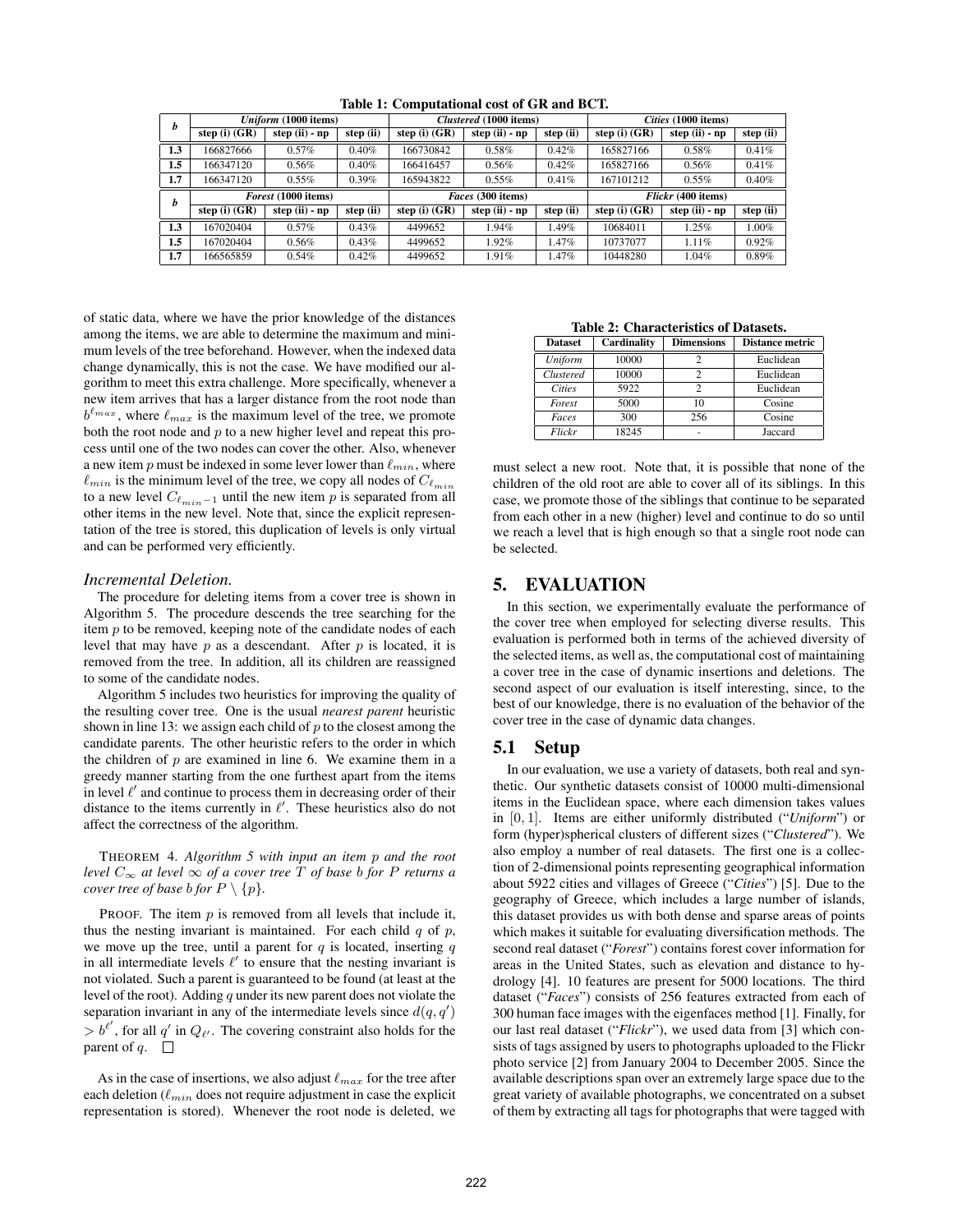Table 1: Computational cost of GR and BCT.

| b | *Uniform* (1000 items) | | | *Clustered* (1000 items) | | | *Cities* (1000 items) | | |
|---|---|---|---|---|---|---|---|---|---|
| | step (i) (GR) | step (ii) - np | step (ii) | step (i) (GR) | step (ii) - np | step (ii) | step (i) (GR) | step (ii) - np | step (ii) |
| 1.3 | 166827666 | 0.57% | 0.40% | 166730842 | 0.58% | 0.42% | 165827166 | 0.58% | 0.41% |
| 1.5 | 166347120 | 0.56% | 0.40% | 166416457 | 0.56% | 0.42% | 165827166 | 0.56% | 0.41% |
| 1.7 | 166347120 | 0.55% | 0.39% | 165943822 | 0.55% | 0.41% | 167101212 | 0.55% | 0.40% |
| b | *Forest* (1000 items) | | | *Faces* (300 items) | | | *Flickr* (400 items) | | |
| | step (i) (GR) | step (ii) - np | step (ii) | step (i) (GR) | step (ii) - np | step (ii) | step (i) (GR) | step (ii) - np | step (ii) |
| 1.3 | 167020404 | 0.57% | 0.43% | 4499652 | 1.94% | 1.49% | 10684011 | 1.25% | 1.00% |
| 1.5 | 167020404 | 0.56% | 0.43% | 4499652 | 1.92% | 1.47% | 10737077 | 1.11% | 0.92% |
| 1.7 | 166565859 | 0.54% | 0.42% | 4499652 | 1.91% | 1.47% | 10448280 | 1.04% | 0.89% |

of static data, where we have the prior knowledge of the distances among the items, we are able to determine the maximum and minimum levels of the tree beforehand. However, when the indexed data change dynamically, this is not the case. We have modified our algorithm to meet this extra challenge. More specifically, whenever a new item arrives that has a larger distance from the root node than $b^{\ell_{max}}$, where $\ell_{max}$ is the maximum level of the tree, we promote both the root node and $p$ to a new higher level and repeat this process until one of the two nodes can cover the other. Also, whenever a new item $p$ must be indexed in some lever lower than $\ell_{min}$, where $\ell_{min}$ is the minimum level of the tree, we copy all nodes of $C_{\ell_{min}}$ to a new level $C_{\ell_{min}-1}$ until the new item $p$ is separated from all other items in the new level. Note that, since the explicit representation of the tree is stored, this duplication of levels is only virtual and can be performed very efficiently.

### *Incremental Deletion.*

The procedure for deleting items from a cover tree is shown in Algorithm 5. The procedure descends the tree searching for the item $p$ to be removed, keeping note of the candidate nodes of each level that may have $p$ as a descendant. After $p$ is located, it is removed from the tree. In addition, all its children are reassigned to some of the candidate nodes.

Algorithm 5 includes two heuristics for improving the quality of the resulting cover tree. One is the usual *nearest parent* heuristic shown in line 13: we assign each child of $p$ to the closest among the candidate parents. The other heuristic refers to the order in which the children of $p$ are examined in line 6. We examine them in a greedy manner starting from the one furthest apart from the items in level $\ell'$ and continue to process them in decreasing order of their distance to the items currently in $\ell'$. These heuristics also do not affect the correctness of the algorithm.

THEOREM 4. *Algorithm 5 with input an item $p$ and the root level $C_\infty$ at level $\infty$ of a cover tree $T$ of base $b$ for $P$ returns a cover tree of base $b$ for $P \setminus \{p\}$.*

PROOF. The item $p$ is removed from all levels that include it, thus the nesting invariant is maintained. For each child $q$ of $p$, we move up the tree, until a parent for $q$ is located, inserting $q$ in all intermediate levels $\ell'$ to ensure that the nesting invariant is not violated. Such a parent is guaranteed to be found (at least at the level of the root). Adding $q$ under its new parent does not violate the separation invariant in any of the intermediate levels since $d(q, q') > b^{\ell'}$, for all $q'$ in $Q_{\ell'}$. The covering constraint also holds for the parent of $q$. □

As in the case of insertions, we also adjust $\ell_{max}$ for the tree after each deletion ($\ell_{min}$ does not require adjustment in case the explicit representation is stored). Whenever the root node is deleted, we must select a new root. Note that, it is possible that none of the children of the old root are able to cover all of its siblings. In this case, we promote those of the siblings that continue to be separated from each other in a new (higher) level and continue to do so until we reach a level that is high enough so that a single root node can be selected.

Table 2: Characteristics of Datasets.

| Dataset | Cardinality | Dimensions | Distance metric |
|---|---|---|---|
| *Uniform* | 10000 | 2 | Euclidean |
| *Clustered* | 10000 | 2 | Euclidean |
| *Cities* | 5922 | 2 | Euclidean |
| *Forest* | 5000 | 10 | Cosine |
| *Faces* | 300 | 256 | Cosine |
| *Flickr* | 18245 | - | Jaccard |

## 5. EVALUATION

In this section, we experimentally evaluate the performance of the cover tree when employed for selecting diverse results. This evaluation is performed both in terms of the achieved diversity of the selected items, as well as, the computational cost of maintaining a cover tree in the case of dynamic insertions and deletions. The second aspect of our evaluation is itself interesting, since, to the best of our knowledge, there is no evaluation of the behavior of the cover tree in the case of dynamic data changes.

### 5.1 Setup

In our evaluation, we use a variety of datasets, both real and synthetic. Our synthetic datasets consist of 10000 multi-dimensional items in the Euclidean space, where each dimension takes values in $[0, 1]$. Items are either uniformly distributed ("*Uniform*") or form (hyper)spherical clusters of different sizes ("*Clustered*"). We also employ a number of real datasets. The first one is a collection of 2-dimensional points representing geographical information about 5922 cities and villages of Greece ("*Cities*") [5]. Due to the geography of Greece, which includes a large number of islands, this dataset provides us with both dense and sparse areas of points which makes it suitable for evaluating diversification methods. The second real dataset ("*Forest*") contains forest cover information for areas in the United States, such as elevation and distance to hydrology [4]. 10 features are present for 5000 locations. The third dataset ("*Faces*") consists of 256 features extracted from each of 300 human face images with the eigenfaces method [1]. Finally, for our last real dataset ("*Flickr*"), we used data from [3] which consists of tags assigned by users to photographs uploaded to the Flickr photo service [2] from January 2004 to December 2005. Since the available descriptions span over an extremely large space due to the great variety of available photographs, we concentrated on a subset of them by extracting all tags for photographs that were tagged with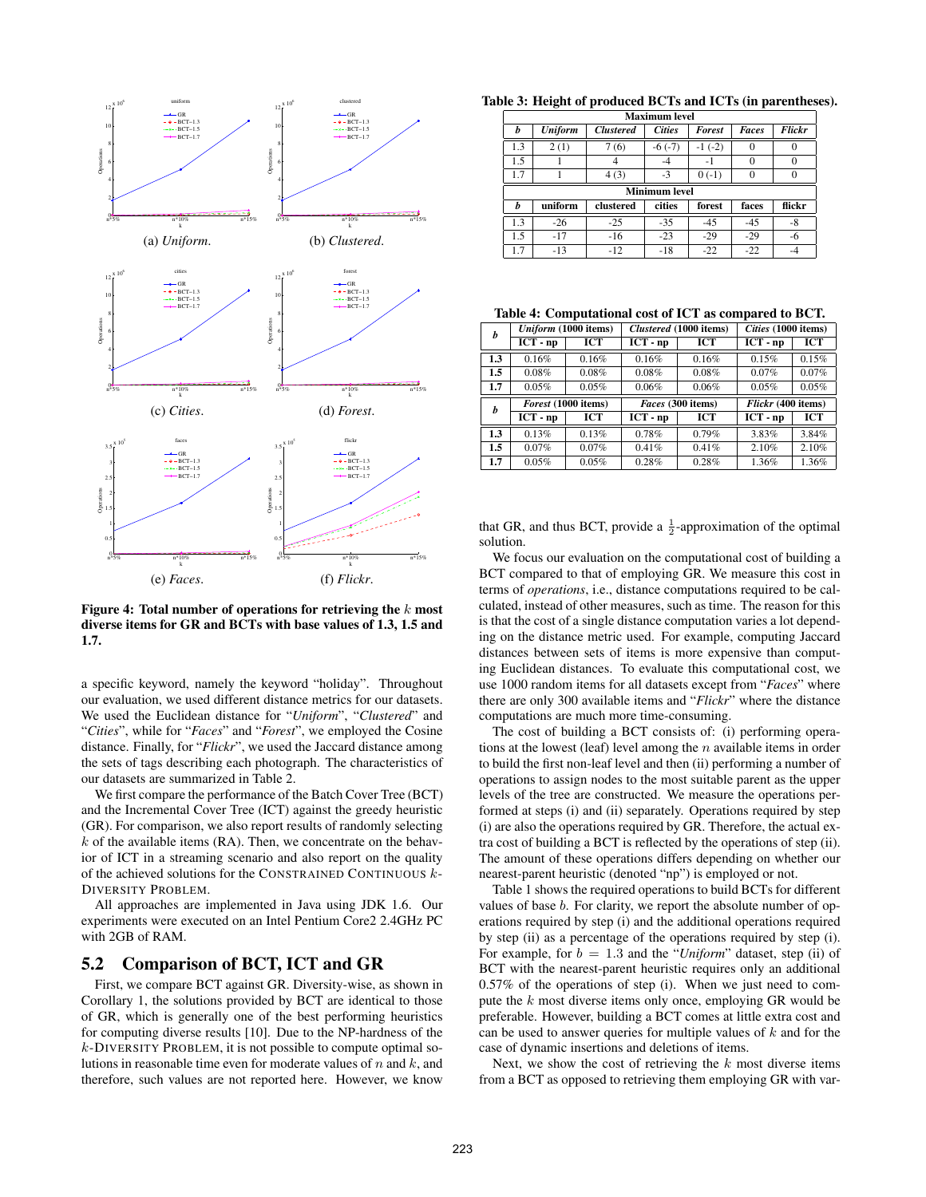uniform

x 10^6

Operations

GR
BCT−1.3
BCT−1.5
BCT−1.7

n*5% n*10% n*15%

k

(a) *Uniform*.

clustered

x 10^6

Operations

GR
BCT−1.3
BCT−1.5
BCT−1.7

n*5% n*10% n*15%

k

(b) *Clustered*.

cities

x 10^6

Operations

GR
BCT−1.3
BCT−1.5
BCT−1.7

n*5% n*10% n*15%

k

(c) *Cities*.

forest

x 10^6

Operations

GR
BCT−1.3
BCT−1.5
BCT−1.7

n*5% n*10% n*15%

k

(d) *Forest*.

faces

x 10^5

Operations

GR
BCT−1.3
BCT−1.5
BCT−1.7

n*5% n*10% n*15%

k

(e) *Faces*.

flickr

x 10^5

Operations

GR
BCT−1.3
BCT−1.5
BCT−1.7

n*5% n*10% n*15%

k

(f) *Flickr*.

**Figure 4: Total number of operations for retrieving the $k$ most diverse items for GR and BCTs with base values of 1.3, 1.5 and 1.7.**

a specific keyword, namely the keyword "holiday". Throughout our evaluation, we used different distance metrics for our datasets. We used the Euclidean distance for "*Uniform*", "*Clustered*" and "*Cities*", while for "*Faces*" and "*Forest*", we employed the Cosine distance. Finally, for "*Flickr*", we used the Jaccard distance among the sets of tags describing each photograph. The characteristics of our datasets are summarized in Table 2.

We first compare the performance of the Batch Cover Tree (BCT) and the Incremental Cover Tree (ICT) against the greedy heuristic (GR). For comparison, we also report results of randomly selecting $k$ of the available items (RA). Then, we concentrate on the behavior of ICT in a streaming scenario and also report on the quality of the achieved solutions for the CONSTRAINED CONTINUOUS $k$-DIVERSITY PROBLEM.

All approaches are implemented in Java using JDK 1.6. Our experiments were executed on an Intel Pentium Core2 2.4GHz PC with 2GB of RAM.

## 5.2 Comparison of BCT, ICT and GR

First, we compare BCT against GR. Diversity-wise, as shown in Corollary 1, the solutions provided by BCT are identical to those of GR, which is generally one of the best performing heuristics for computing diverse results [10]. Due to the NP-hardness of the $k$-DIVERSITY PROBLEM, it is not possible to compute optimal solutions in reasonable time even for moderate values of $n$ and $k$, and therefore, such values are not reported here. However, we know that GR, and thus BCT, provide a $\frac{1}{2}$-approximation of the optimal solution.

**Table 3: Height of produced BCTs and ICTs (in parentheses).**

| | | | | | | |
|---|---|---|---|---|---|---|
| **Maximum level** | | | | | | |
| ***b*** | ***Uniform*** | ***Clustered*** | ***Cities*** | ***Forest*** | ***Faces*** | ***Flickr*** |
| 1.3 | 2 (1) | 7 (6) | -6 (-7) | -1 (-2) | 0 | 0 |
| 1.5 | 1 | 4 | -4 | -1 | 0 | 0 |
| 1.7 | 1 | 4 (3) | -3 | 0 (-1) | 0 | 0 |
| **Minimum level** | | | | | | |
| ***b*** | **uniform** | **clustered** | **cities** | **forest** | **faces** | **flickr** |
| 1.3 | -26 | -25 | -35 | -45 | -45 | -8 |
| 1.5 | -17 | -16 | -23 | -29 | -29 | -6 |
| 1.7 | -13 | -12 | -18 | -22 | -22 | -4 |

**Table 4: Computational cost of ICT as compared to BCT.**

| ***b*** | *Uniform* (1000 items) | | *Clustered* (1000 items) | | *Cities* (1000 items) | |
|---|---|---|---|---|---|---|
| | **ICT - np** | **ICT** | **ICT - np** | **ICT** | **ICT - np** | **ICT** |
| **1.3** | 0.16% | 0.16% | 0.16% | 0.16% | 0.15% | 0.15% |
| **1.5** | 0.08% | 0.08% | 0.08% | 0.08% | 0.07% | 0.07% |
| **1.7** | 0.05% | 0.05% | 0.06% | 0.06% | 0.05% | 0.05% |
| ***b*** | *Forest* (1000 items) | | *Faces* (300 items) | | *Flickr* (400 items) | |
| | **ICT - np** | **ICT** | **ICT - np** | **ICT** | **ICT - np** | **ICT** |
| **1.3** | 0.13% | 0.13% | 0.78% | 0.79% | 3.83% | 3.84% |
| **1.5** | 0.07% | 0.07% | 0.41% | 0.41% | 2.10% | 2.10% |
| **1.7** | 0.05% | 0.05% | 0.28% | 0.28% | 1.36% | 1.36% |

We focus our evaluation on the computational cost of building a BCT compared to that of employing GR. We measure this cost in terms of *operations*, i.e., distance computations required to be calculated, instead of other measures, such as time. The reason for this is that the cost of a single distance computation varies a lot depending on the distance metric used. For example, computing Jaccard distances between sets of items is more expensive than computing Euclidean distances. To evaluate this computational cost, we use 1000 random items for all datasets except from "*Faces*" where there are only 300 available items and "*Flickr*" where the distance computations are much more time-consuming.

The cost of building a BCT consists of: (i) performing operations at the lowest (leaf) level among the $n$ available items in order to build the first non-leaf level and then (ii) performing a number of operations to assign nodes to the most suitable parent as the upper levels of the tree are constructed. We measure the operations performed at steps (i) and (ii) separately. Operations required by step (i) are also the operations required by GR. Therefore, the actual extra cost of building a BCT is reflected by the operations of step (ii). The amount of these operations differs depending on whether our nearest-parent heuristic (denoted "np") is employed or not.

Table 1 shows the required operations to build BCTs for different values of base $b$. For clarity, we report the absolute number of operations required by step (i) and the additional operations required by step (ii) as a percentage of the operations required by step (i). For example, for $b = 1.3$ and the "*Uniform*" dataset, step (ii) of BCT with the nearest-parent heuristic requires only an additional 0.57% of the operations of step (i). When we just need to compute the $k$ most diverse items only once, employing GR would be preferable. However, building a BCT comes at little extra cost and can be used to answer queries for multiple values of $k$ and for the case of dynamic insertions and deletions of items.

Next, we show the cost of retrieving the $k$ most diverse items from a BCT as opposed to retrieving them employing GR with var-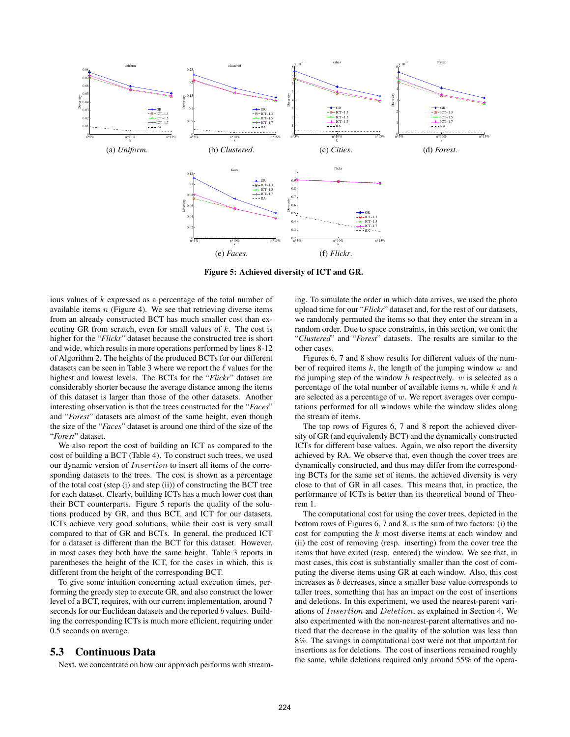uniform

0.08
0.07
0.06
0.05
0.04
0.03
0.02
0.01
0

Diversity

GR
ICT-1.3
ICT-1.5
ICT-1.7
RA

n*5% n*10% n*15%
k

(a) *Uniform.*

clustered

0.25
0.2
0.15
0.1
0.05
0

Diversity

GR
ICT-1.3
ICT-1.5
ICT-1.7
RA

n*5% n*10% n*15%
k

(b) *Clustered.*

cities

x 10^-3
8
7
6
5
4
3
2
1
0

Diversity

GR
ICT-1.3
ICT-1.5
ICT-1.7
RA

n*5% n*10% n*15%
k

(c) *Cities.*

forest

x 10^-3
6
5
4
3
2
1
0

Diversity

GR
ICT-1.3
ICT-1.5
ICT-1.7
RA

n*5% n*10% n*15%
k

(d) *Forest.*

faces

0.12
0.1
0.08
0.06
0.04
0.02
0

Diversity

GR
ICT-1.3
ICT-1.5
ICT-1.7
RA

n*5% n*10% n*15%
k

(e) *Faces.*

flickr

1
0.9
0.8
0.7
0.6
0.5
0.4
0.3
0.2

Diversity

GR
ICT-1.3
ICT-1.5
ICT-1.7
RA

n*5% n*10% n*15%
k

(f) *Flickr.*

**Figure 5: Achieved diversity of ICT and GR.**

ious values of $k$ expressed as a percentage of the total number of available items $n$ (Figure 4). We see that retrieving diverse items from an already constructed BCT has much smaller cost than executing GR from scratch, even for small values of $k$. The cost is higher for the "*Flickr*" dataset because the constructed tree is short and wide, which results in more operations performed by lines 8-12 of Algorithm 2. The heights of the produced BCTs for our different datasets can be seen in Table 3 where we report the $\ell$ values for the highest and lowest levels. The BCTs for the "*Flickr*" dataset are considerably shorter because the average distance among the items of this dataset is larger than those of the other datasets. Another interesting observation is that the trees constructed for the "*Faces*" and "*Forest*" datasets are almost of the same height, even though the size of the "*Faces*" dataset is around one third of the size of the "*Forest*" dataset.

We also report the cost of building an ICT as compared to the cost of building a BCT (Table 4). To construct such trees, we used our dynamic version of $Insertion$ to insert all items of the corresponding datasets to the trees. The cost is shown as a percentage of the total cost (step (i) and step (ii)) of constructing the BCT tree for each dataset. Clearly, building ICTs has a much lower cost than their BCT counterparts. Figure 5 reports the quality of the solutions produced by GR, and thus BCT, and ICT for our datasets. ICTs achieve very good solutions, while their cost is very small compared to that of GR and BCTs. In general, the produced ICT for a dataset is different than the BCT for this dataset. However, in most cases they both have the same height. Table 3 reports in parentheses the height of the ICT, for the cases in which, this is different from the height of the corresponding BCT.

To give some intuition concerning actual execution times, performing the greedy step to execute GR, and also construct the lower level of a BCT, requires, with our current implementation, around 7 seconds for our Euclidean datasets and the reported $b$ values. Building the corresponding ICTs is much more efficient, requiring under 0.5 seconds on average.

## 5.3 Continuous Data

Next, we concentrate on how our approach performs with streaming. To simulate the order in which data arrives, we used the photo upload time for our "*Flickr*" dataset and, for the rest of our datasets, we randomly permuted the items so that they enter the stream in a random order. Due to space constraints, in this section, we omit the "*Clustered*" and "*Forest*" datasets. The results are similar to the other cases.

Figures 6, 7 and 8 show results for different values of the number of required items $k$, the length of the jumping window $w$ and the jumping step of the window $h$ respectively. $w$ is selected as a percentage of the total number of available items $n$, while $k$ and $h$ are selected as a percentage of $w$. We report averages over computations performed for all windows while the window slides along the stream of items.

The top rows of Figures 6, 7 and 8 report the achieved diversity of GR (and equivalently BCT) and the dynamically constructed ICTs for different base values. Again, we also report the diversity achieved by RA. We observe that, even though the cover trees are dynamically constructed, and thus may differ from the corresponding BCTs for the same set of items, the achieved diversity is very close to that of GR in all cases. This means that, in practice, the performance of ICTs is better than its theoretical bound of Theorem 1.

The computational cost for using the cover trees, depicted in the bottom rows of Figures 6, 7 and 8, is the sum of two factors: (i) the cost for computing the $k$ most diverse items at each window and (ii) the cost of removing (resp. inserting) from the cover tree the items that have exited (resp. entered) the window. We see that, in most cases, this cost is substantially smaller than the cost of computing the diverse items using GR at each window. Also, this cost increases as $b$ decreases, since a smaller base value corresponds to taller trees, something that has an impact on the cost of insertions and deletions. In this experiment, we used the nearest-parent variations of $Insertion$ and $Deletion$, as explained in Section 4. We also experimented with the non-nearest-parent alternatives and noticed that the decrease in the quality of the solution was less than 8%. The savings in computational cost were not that important for insertions as for deletions. The cost of insertions remained roughly the same, while deletions required only around 55% of the opera-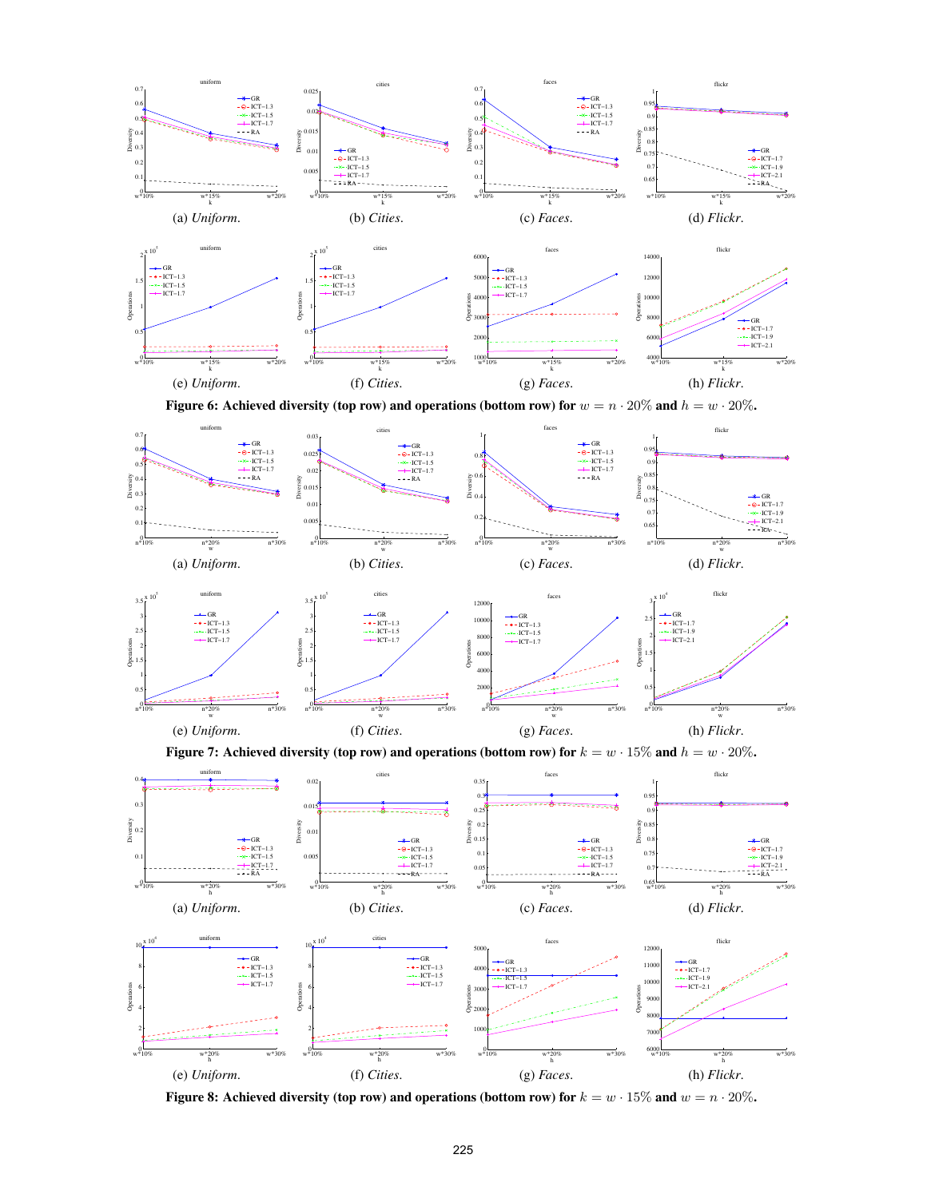uniform

Diversity

0.7
0.6
0.5
0.4
0.3
0.2
0.1
0

GR
ICT=1.3
ICT=1.5
ICT=1.7
RA

w*10% w*15% w*20%
k

(a) *Uniform.*

cities

0.025
0.02
0.015
0.01
0.005

GR
ICT=1.3
ICT=1.5
ICT=1.7
RA

(b) *Cities.*

faces

GR
ICT=1.3
ICT=1.5
ICT=1.7
RA

(c) *Faces.*

flickr

GR
ICT=1.7
ICT=1.9
ICT=2.1
RA

(d) *Flickr.*

Operations

(e) *Uniform.*

(f) *Cities.*

(g) *Faces.*

(h) *Flickr.*

**Figure 6: Achieved diversity (top row) and operations (bottom row) for $w = n \cdot 20\%$ and $h = w \cdot 20\%$.**

n*10% n*20% n*30%
w

(a) *Uniform.*

(b) *Cities.*

(c) *Faces.*

(d) *Flickr.*

(e) *Uniform.*

(f) *Cities.*

(g) *Faces.*

(h) *Flickr.*

**Figure 7: Achieved diversity (top row) and operations (bottom row) for $k = w \cdot 15\%$ and $h = w \cdot 20\%$.**

w*10% w*20% w*30%
h

(a) *Uniform.*

(b) *Cities.*

(c) *Faces.*

(d) *Flickr.*

(e) *Uniform.*

(f) *Cities.*

(g) *Faces.*

(h) *Flickr.*

**Figure 8: Achieved diversity (top row) and operations (bottom row) for $k = w \cdot 15\%$ and $w = n \cdot 20\%$.**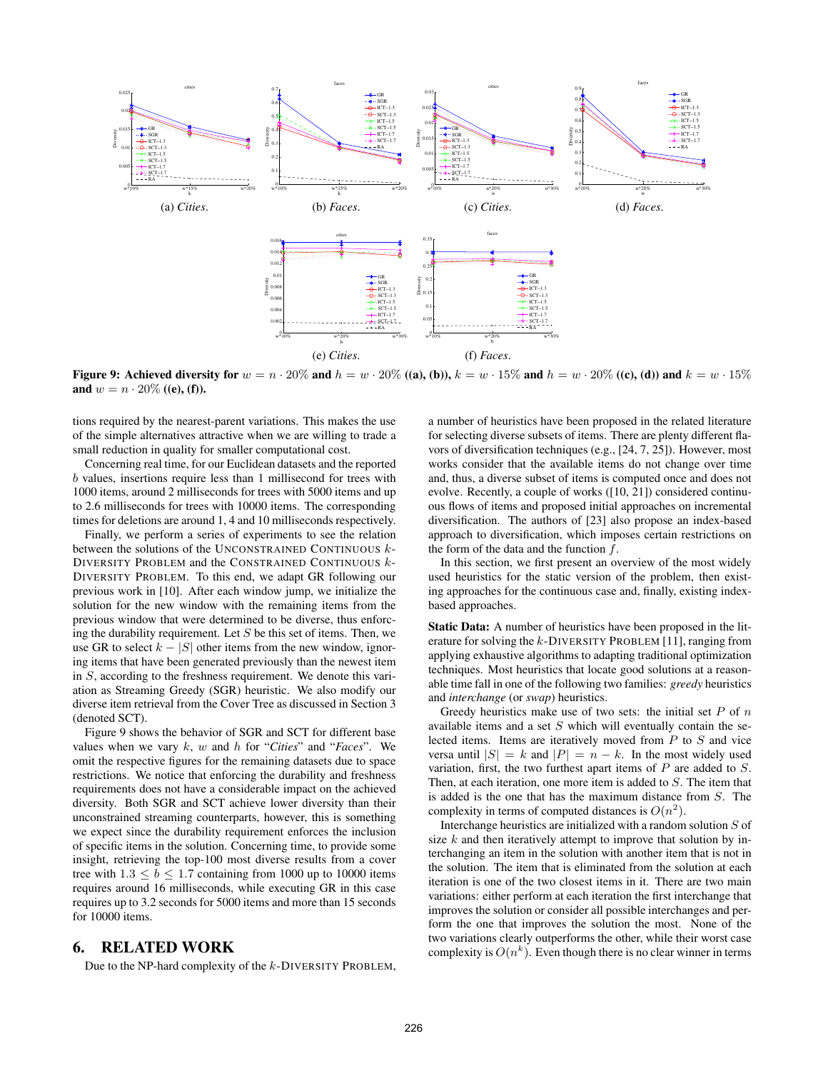cities

0.025
0.02
0.015
0.01
0.005
0

Diversity

w*10% w*15% w*20%
k

GR
SGR
ICT-1.3
SCT-1.3
ICT-1.5
SCT-1.5
ICT-1.7
SCT-1.7
RA

(a) *Cities*.

faces

0.7
0.6
0.5
0.4
0.3
0.2
0.1
0

Diversity

w*10% w*15% w*20%
k

GR
SGR
ICT-1.3
SCT-1.3
ICT-1.5
SCT-1.5
ICT-1.7
SCT-1.7
RA

(b) *Faces*.

cities

0.03
0.025
0.02
0.015
0.01
0.005
0

Diversity

n*10% n*20% n*30%
w

GR
SGR
ICT-1.3
SCT-1.3
ICT-1.5
SCT-1.5
ICT-1.7
SCT-1.7
RA

(c) *Cities*.

faces

0.9
0.8
0.7
0.6
0.5
0.4
0.3
0.2
0.1
0

Diversity

n*10% n*20% n*30%
w

GR
SGR
ICT-1.3
SCT-1.3
ICT-1.5
SCT-1.5
ICT-1.7
SCT-1.7
RA

(d) *Faces*.

cities

0.016
0.014
0.012
0.01
0.008
0.006
0.004
0.002

Diversity

w*10% w*20% w*30%
h

GR
SGR
ICT-1.3
SCT-1.3
ICT-1.5
SCT-1.5
ICT-1.7
SCT-1.7
RA

(e) *Cities*.

faces

0.35
0.3
0.25
0.2
0.15
0.1
0.05

Diversity

w*10% w*20% w*30%
h

GR
SGR
ICT-1.3
SCT-1.3
ICT-1.5
SCT-1.5
ICT-1.7
SCT-1.7
RA

(f) *Faces*.

**Figure 9: Achieved diversity for $w = n \cdot 20\%$ and $h = w \cdot 20\%$ ((a), (b)), $k = w \cdot 15\%$ and $h = w \cdot 20\%$ ((c), (d)) and $k = w \cdot 15\%$ and $w = n \cdot 20\%$ ((e), (f)).**

tions required by the nearest-parent variations. This makes the use of the simple alternatives attractive when we are willing to trade a small reduction in quality for smaller computational cost.

Concerning real time, for our Euclidean datasets and the reported $b$ values, insertions require less than 1 millisecond for trees with 1000 items, around 2 milliseconds for trees with 5000 items and up to 2.6 milliseconds for trees with 10000 items. The corresponding times for deletions are around 1, 4 and 10 milliseconds respectively.

Finally, we perform a series of experiments to see the relation between the solutions of the UNCONSTRAINED CONTINUOUS $k$-DIVERSITY PROBLEM and the CONSTRAINED CONTINUOUS $k$-DIVERSITY PROBLEM. To this end, we adapt GR following our previous work in [10]. After each window jump, we initialize the solution for the new window with the remaining items from the previous window that were determined to be diverse, thus enforcing the durability requirement. Let $S$ be this set of items. Then, we use GR to select $k - |S|$ other items from the new window, ignoring items that have been generated previously than the newest item in $S$, according to the freshness requirement. We denote this variation as Streaming Greedy (SGR) heuristic. We also modify our diverse item retrieval from the Cover Tree as discussed in Section 3 (denoted SCT).

Figure 9 shows the behavior of SGR and SCT for different base values when we vary $k$, $w$ and $h$ for "*Cities*" and "*Faces*". We omit the respective figures for the remaining datasets due to space restrictions. We notice that enforcing the durability and freshness requirements does not have a considerable impact on the achieved diversity. Both SGR and SCT achieve lower diversity than their unconstrained streaming counterparts, however, this is something we expect since the durability requirement enforces the inclusion of specific items in the solution. Concerning time, to provide some insight, retrieving the top-100 most diverse results from a cover tree with $1.3 \leq b \leq 1.7$ containing from 1000 up to 10000 items requires around 16 milliseconds, while executing GR in this case requires up to 3.2 seconds for 5000 items and more than 15 seconds for 10000 items.

## 6. RELATED WORK

Due to the NP-hard complexity of the $k$-DIVERSITY PROBLEM, a number of heuristics have been proposed in the related literature for selecting diverse subsets of items. There are plenty different flavors of diversification techniques (e.g., [24, 7, 25]). However, most works consider that the available items do not change over time and, thus, a diverse subset of items is computed once and does not evolve. Recently, a couple of works ([10, 21]) considered continuous flows of items and proposed initial approaches on incremental diversification. The authors of [23] also propose an index-based approach to diversification, which imposes certain restrictions on the form of the data and the function $f$.

In this section, we first present an overview of the most widely used heuristics for the static version of the problem, then existing approaches for the continuous case and, finally, existing index-based approaches.

**Static Data:** A number of heuristics have been proposed in the literature for solving the $k$-DIVERSITY PROBLEM [11], ranging from applying exhaustive algorithms to adapting traditional optimization techniques. Most heuristics that locate good solutions at a reasonable time fall in one of the following two families: *greedy* heuristics and *interchange* (or *swap*) heuristics.

Greedy heuristics make use of two sets: the initial set $P$ of $n$ available items and a set $S$ which will eventually contain the selected items. Items are iteratively moved from $P$ to $S$ and vice versa until $|S| = k$ and $|P| = n - k$. In the most widely used variation, first, the two furthest apart items of $P$ are added to $S$. Then, at each iteration, one more item is added to $S$. The item that is added is the one that has the maximum distance from $S$. The complexity in terms of computed distances is $O(n^2)$.

Interchange heuristics are initialized with a random solution $S$ of size $k$ and then iteratively attempt to improve that solution by interchanging an item in the solution with another item that is not in the solution. The item that is eliminated from the solution at each iteration is one of the two closest items in it. There are two main variations: either perform at each iteration the first interchange that improves the solution or consider all possible interchanges and perform the one that improves the solution the most. None of the two variations clearly outperforms the other, while their worst case complexity is $O(n^k)$. Even though there is no clear winner in terms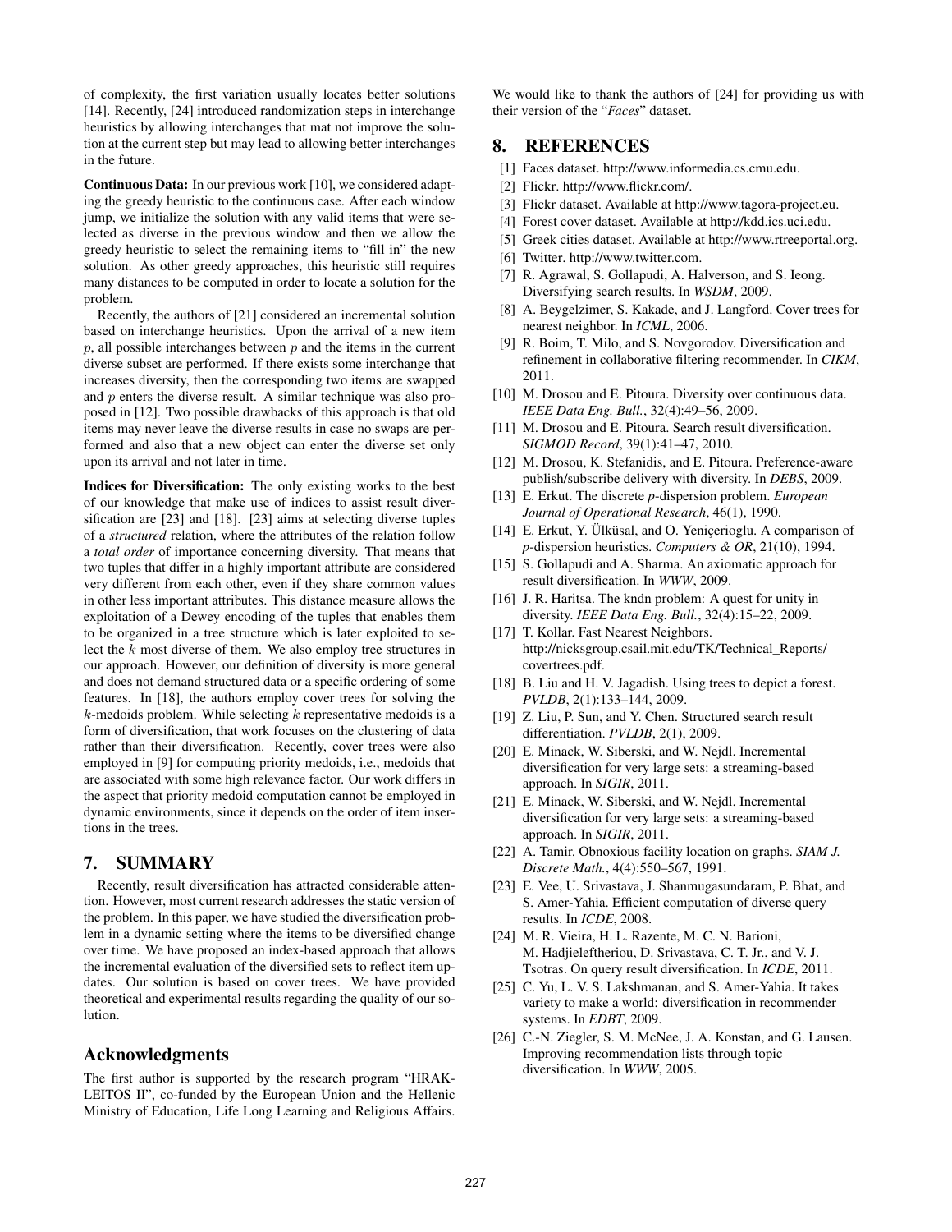of complexity, the first variation usually locates better solutions [14]. Recently, [24] introduced randomization steps in interchange heuristics by allowing interchanges that mat not improve the solution at the current step but may lead to allowing better interchanges in the future.

**Continuous Data:** In our previous work [10], we considered adapting the greedy heuristic to the continuous case. After each window jump, we initialize the solution with any valid items that were selected as diverse in the previous window and then we allow the greedy heuristic to select the remaining items to "fill in" the new solution. As other greedy approaches, this heuristic still requires many distances to be computed in order to locate a solution for the problem.

Recently, the authors of [21] considered an incremental solution based on interchange heuristics. Upon the arrival of a new item $p$, all possible interchanges between $p$ and the items in the current diverse subset are performed. If there exists some interchange that increases diversity, then the corresponding two items are swapped and $p$ enters the diverse result. A similar technique was also proposed in [12]. Two possible drawbacks of this approach is that old items may never leave the diverse results in case no swaps are performed and also that a new object can enter the diverse set only upon its arrival and not later in time.

**Indices for Diversification:** The only existing works to the best of our knowledge that make use of indices to assist result diversification are [23] and [18]. [23] aims at selecting diverse tuples of a *structured* relation, where the attributes of the relation follow a *total order* of importance concerning diversity. That means that two tuples that differ in a highly important attribute are considered very different from each other, even if they share common values in other less important attributes. This distance measure allows the exploitation of a Dewey encoding of the tuples that enables them to be organized in a tree structure which is later exploited to select the $k$ most diverse of them. We also employ tree structures in our approach. However, our definition of diversity is more general and does not demand structured data or a specific ordering of some features. In [18], the authors employ cover trees for solving the $k$-medoids problem. While selecting $k$ representative medoids is a form of diversification, that work focuses on the clustering of data rather than their diversification. Recently, cover trees were also employed in [9] for computing priority medoids, i.e., medoids that are associated with some high relevance factor. Our work differs in the aspect that priority medoid computation cannot be employed in dynamic environments, since it depends on the order of item insertions in the trees.

## 7. SUMMARY

Recently, result diversification has attracted considerable attention. However, most current research addresses the static version of the problem. In this paper, we have studied the diversification problem in a dynamic setting where the items to be diversified change over time. We have proposed an index-based approach that allows the incremental evaluation of the diversified sets to reflect item updates. Our solution is based on cover trees. We have provided theoretical and experimental results regarding the quality of our solution.

## Acknowledgments

The first author is supported by the research program "HRAKLEITOS II", co-funded by the European Union and the Hellenic Ministry of Education, Life Long Learning and Religious Affairs. We would like to thank the authors of [24] for providing us with their version of the "*Faces*" dataset.

## 8. REFERENCES

[1] Faces dataset. http://www.informedia.cs.cmu.edu.

[2] Flickr. http://www.flickr.com/.

[3] Flickr dataset. Available at http://www.tagora-project.eu.

[4] Forest cover dataset. Available at http://kdd.ics.uci.edu.

[5] Greek cities dataset. Available at http://www.rtreeportal.org.

[6] Twitter. http://www.twitter.com.

[7] R. Agrawal, S. Gollapudi, A. Halverson, and S. Ieong. Diversifying search results. In *WSDM*, 2009.

[8] A. Beygelzimer, S. Kakade, and J. Langford. Cover trees for nearest neighbor. In *ICML*, 2006.

[9] R. Boim, T. Milo, and S. Novgorodov. Diversification and refinement in collaborative filtering recommender. In *CIKM*, 2011.

[10] M. Drosou and E. Pitoura. Diversity over continuous data. *IEEE Data Eng. Bull.*, 32(4):49–56, 2009.

[11] M. Drosou and E. Pitoura. Search result diversification. *SIGMOD Record*, 39(1):41–47, 2010.

[12] M. Drosou, K. Stefanidis, and E. Pitoura. Preference-aware publish/subscribe delivery with diversity. In *DEBS*, 2009.

[13] E. Erkut. The discrete *p*-dispersion problem. *European Journal of Operational Research*, 46(1), 1990.

[14] E. Erkut, Y. Ülküsal, and O. Yeniçerioglu. A comparison of *p*-dispersion heuristics. *Computers & OR*, 21(10), 1994.

[15] S. Gollapudi and A. Sharma. An axiomatic approach for result diversification. In *WWW*, 2009.

[16] J. R. Haritsa. The kndn problem: A quest for unity in diversity. *IEEE Data Eng. Bull.*, 32(4):15–22, 2009.

[17] T. Kollar. Fast Nearest Neighbors. http://nicksgroup.csail.mit.edu/TK/Technical_Reports/covertrees.pdf.

[18] B. Liu and H. V. Jagadish. Using trees to depict a forest. *PVLDB*, 2(1):133–144, 2009.

[19] Z. Liu, P. Sun, and Y. Chen. Structured search result differentiation. *PVLDB*, 2(1), 2009.

[20] E. Minack, W. Siberski, and W. Nejdl. Incremental diversification for very large sets: a streaming-based approach. In *SIGIR*, 2011.

[21] E. Minack, W. Siberski, and W. Nejdl. Incremental diversification for very large sets: a streaming-based approach. In *SIGIR*, 2011.

[22] A. Tamir. Obnoxious facility location on graphs. *SIAM J. Discrete Math.*, 4(4):550–567, 1991.

[23] E. Vee, U. Srivastava, J. Shanmugasundaram, P. Bhat, and S. Amer-Yahia. Efficient computation of diverse query results. In *ICDE*, 2008.

[24] M. R. Vieira, H. L. Razente, M. C. N. Barioni, M. Hadjieleftheriou, D. Srivastava, C. T. Jr., and V. J. Tsotras. On query result diversification. In *ICDE*, 2011.

[25] C. Yu, L. V. S. Lakshmanan, and S. Amer-Yahia. It takes variety to make a world: diversification in recommender systems. In *EDBT*, 2009.

[26] C.-N. Ziegler, S. M. McNee, J. A. Konstan, and G. Lausen. Improving recommendation lists through topic diversification. In *WWW*, 2005.